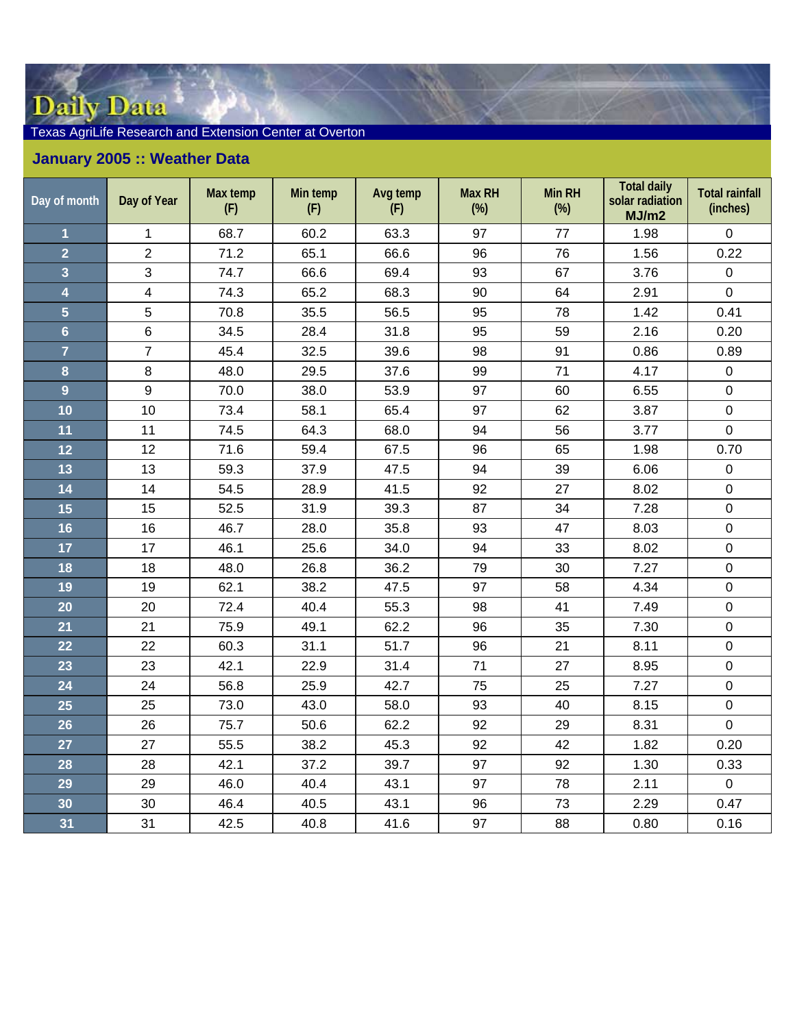# Daily Data

Texas AgriLife Research and Extension Center at Overton

## January 2005 :: Weather Data

| Day of month | Day of Year | Max temp (F) | Min temp (F) | Avg temp (F) | Max RH (%) | Min RH (%) | Total daily solar radiation MJ/m2 | Total rainfall (inches) |
|---|---|---|---|---|---|---|---|---|
| 1 | 1 | 68.7 | 60.2 | 63.3 | 97 | 77 | 1.98 | 0 |
| 2 | 2 | 71.2 | 65.1 | 66.6 | 96 | 76 | 1.56 | 0.22 |
| 3 | 3 | 74.7 | 66.6 | 69.4 | 93 | 67 | 3.76 | 0 |
| 4 | 4 | 74.3 | 65.2 | 68.3 | 90 | 64 | 2.91 | 0 |
| 5 | 5 | 70.8 | 35.5 | 56.5 | 95 | 78 | 1.42 | 0.41 |
| 6 | 6 | 34.5 | 28.4 | 31.8 | 95 | 59 | 2.16 | 0.20 |
| 7 | 7 | 45.4 | 32.5 | 39.6 | 98 | 91 | 0.86 | 0.89 |
| 8 | 8 | 48.0 | 29.5 | 37.6 | 99 | 71 | 4.17 | 0 |
| 9 | 9 | 70.0 | 38.0 | 53.9 | 97 | 60 | 6.55 | 0 |
| 10 | 10 | 73.4 | 58.1 | 65.4 | 97 | 62 | 3.87 | 0 |
| 11 | 11 | 74.5 | 64.3 | 68.0 | 94 | 56 | 3.77 | 0 |
| 12 | 12 | 71.6 | 59.4 | 67.5 | 96 | 65 | 1.98 | 0.70 |
| 13 | 13 | 59.3 | 37.9 | 47.5 | 94 | 39 | 6.06 | 0 |
| 14 | 14 | 54.5 | 28.9 | 41.5 | 92 | 27 | 8.02 | 0 |
| 15 | 15 | 52.5 | 31.9 | 39.3 | 87 | 34 | 7.28 | 0 |
| 16 | 16 | 46.7 | 28.0 | 35.8 | 93 | 47 | 8.03 | 0 |
| 17 | 17 | 46.1 | 25.6 | 34.0 | 94 | 33 | 8.02 | 0 |
| 18 | 18 | 48.0 | 26.8 | 36.2 | 79 | 30 | 7.27 | 0 |
| 19 | 19 | 62.1 | 38.2 | 47.5 | 97 | 58 | 4.34 | 0 |
| 20 | 20 | 72.4 | 40.4 | 55.3 | 98 | 41 | 7.49 | 0 |
| 21 | 21 | 75.9 | 49.1 | 62.2 | 96 | 35 | 7.30 | 0 |
| 22 | 22 | 60.3 | 31.1 | 51.7 | 96 | 21 | 8.11 | 0 |
| 23 | 23 | 42.1 | 22.9 | 31.4 | 71 | 27 | 8.95 | 0 |
| 24 | 24 | 56.8 | 25.9 | 42.7 | 75 | 25 | 7.27 | 0 |
| 25 | 25 | 73.0 | 43.0 | 58.0 | 93 | 40 | 8.15 | 0 |
| 26 | 26 | 75.7 | 50.6 | 62.2 | 92 | 29 | 8.31 | 0 |
| 27 | 27 | 55.5 | 38.2 | 45.3 | 92 | 42 | 1.82 | 0.20 |
| 28 | 28 | 42.1 | 37.2 | 39.7 | 97 | 92 | 1.30 | 0.33 |
| 29 | 29 | 46.0 | 40.4 | 43.1 | 97 | 78 | 2.11 | 0 |
| 30 | 30 | 46.4 | 40.5 | 43.1 | 96 | 73 | 2.29 | 0.47 |
| 31 | 31 | 42.5 | 40.8 | 41.6 | 97 | 88 | 0.80 | 0.16 |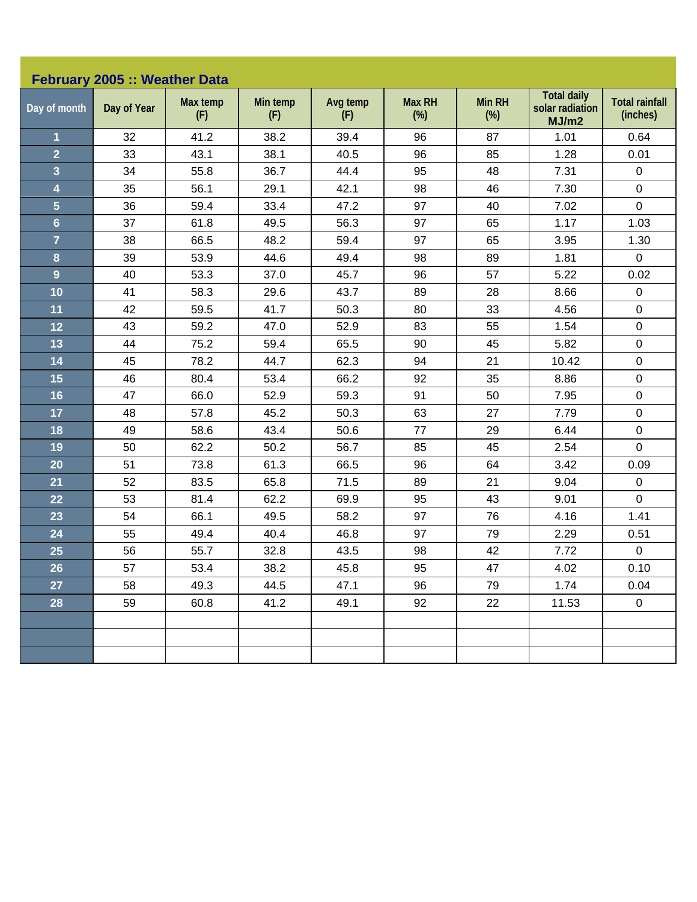## February 2005 :: Weather Data

| Day of month | Day of Year | Max temp (F) | Min temp (F) | Avg temp (F) | Max RH (%) | Min RH (%) | Total daily solar radiation MJ/m2 | Total rainfall (inches) |
|---|---|---|---|---|---|---|---|---|
| 1 | 32 | 41.2 | 38.2 | 39.4 | 96 | 87 | 1.01 | 0.64 |
| 2 | 33 | 43.1 | 38.1 | 40.5 | 96 | 85 | 1.28 | 0.01 |
| 3 | 34 | 55.8 | 36.7 | 44.4 | 95 | 48 | 7.31 | 0 |
| 4 | 35 | 56.1 | 29.1 | 42.1 | 98 | 46 | 7.30 | 0 |
| 5 | 36 | 59.4 | 33.4 | 47.2 | 97 | 40 | 7.02 | 0 |
| 6 | 37 | 61.8 | 49.5 | 56.3 | 97 | 65 | 1.17 | 1.03 |
| 7 | 38 | 66.5 | 48.2 | 59.4 | 97 | 65 | 3.95 | 1.30 |
| 8 | 39 | 53.9 | 44.6 | 49.4 | 98 | 89 | 1.81 | 0 |
| 9 | 40 | 53.3 | 37.0 | 45.7 | 96 | 57 | 5.22 | 0.02 |
| 10 | 41 | 58.3 | 29.6 | 43.7 | 89 | 28 | 8.66 | 0 |
| 11 | 42 | 59.5 | 41.7 | 50.3 | 80 | 33 | 4.56 | 0 |
| 12 | 43 | 59.2 | 47.0 | 52.9 | 83 | 55 | 1.54 | 0 |
| 13 | 44 | 75.2 | 59.4 | 65.5 | 90 | 45 | 5.82 | 0 |
| 14 | 45 | 78.2 | 44.7 | 62.3 | 94 | 21 | 10.42 | 0 |
| 15 | 46 | 80.4 | 53.4 | 66.2 | 92 | 35 | 8.86 | 0 |
| 16 | 47 | 66.0 | 52.9 | 59.3 | 91 | 50 | 7.95 | 0 |
| 17 | 48 | 57.8 | 45.2 | 50.3 | 63 | 27 | 7.79 | 0 |
| 18 | 49 | 58.6 | 43.4 | 50.6 | 77 | 29 | 6.44 | 0 |
| 19 | 50 | 62.2 | 50.2 | 56.7 | 85 | 45 | 2.54 | 0 |
| 20 | 51 | 73.8 | 61.3 | 66.5 | 96 | 64 | 3.42 | 0.09 |
| 21 | 52 | 83.5 | 65.8 | 71.5 | 89 | 21 | 9.04 | 0 |
| 22 | 53 | 81.4 | 62.2 | 69.9 | 95 | 43 | 9.01 | 0 |
| 23 | 54 | 66.1 | 49.5 | 58.2 | 97 | 76 | 4.16 | 1.41 |
| 24 | 55 | 49.4 | 40.4 | 46.8 | 97 | 79 | 2.29 | 0.51 |
| 25 | 56 | 55.7 | 32.8 | 43.5 | 98 | 42 | 7.72 | 0 |
| 26 | 57 | 53.4 | 38.2 | 45.8 | 95 | 47 | 4.02 | 0.10 |
| 27 | 58 | 49.3 | 44.5 | 47.1 | 96 | 79 | 1.74 | 0.04 |
| 28 | 59 | 60.8 | 41.2 | 49.1 | 92 | 22 | 11.53 | 0 |
| | | | | | | | | |
| | | | | | | | | |
| | | | | | | | | |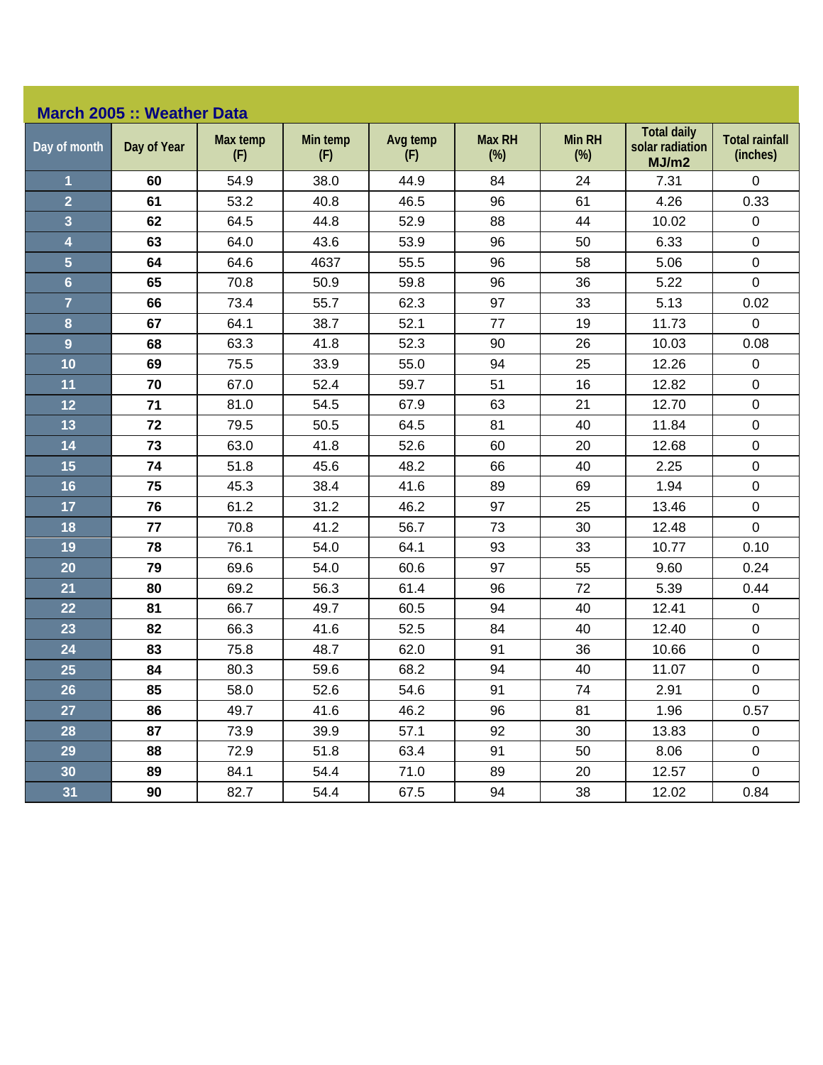## March 2005 :: Weather Data

| Day of month | Day of Year | Max temp (F) | Min temp (F) | Avg temp (F) | Max RH (%) | Min RH (%) | Total daily solar radiation MJ/m2 | Total rainfall (inches) |
|---|---|---|---|---|---|---|---|---|
| 1 | 60 | 54.9 | 38.0 | 44.9 | 84 | 24 | 7.31 | 0 |
| 2 | 61 | 53.2 | 40.8 | 46.5 | 96 | 61 | 4.26 | 0.33 |
| 3 | 62 | 64.5 | 44.8 | 52.9 | 88 | 44 | 10.02 | 0 |
| 4 | 63 | 64.0 | 43.6 | 53.9 | 96 | 50 | 6.33 | 0 |
| 5 | 64 | 64.6 | 4637 | 55.5 | 96 | 58 | 5.06 | 0 |
| 6 | 65 | 70.8 | 50.9 | 59.8 | 96 | 36 | 5.22 | 0 |
| 7 | 66 | 73.4 | 55.7 | 62.3 | 97 | 33 | 5.13 | 0.02 |
| 8 | 67 | 64.1 | 38.7 | 52.1 | 77 | 19 | 11.73 | 0 |
| 9 | 68 | 63.3 | 41.8 | 52.3 | 90 | 26 | 10.03 | 0.08 |
| 10 | 69 | 75.5 | 33.9 | 55.0 | 94 | 25 | 12.26 | 0 |
| 11 | 70 | 67.0 | 52.4 | 59.7 | 51 | 16 | 12.82 | 0 |
| 12 | 71 | 81.0 | 54.5 | 67.9 | 63 | 21 | 12.70 | 0 |
| 13 | 72 | 79.5 | 50.5 | 64.5 | 81 | 40 | 11.84 | 0 |
| 14 | 73 | 63.0 | 41.8 | 52.6 | 60 | 20 | 12.68 | 0 |
| 15 | 74 | 51.8 | 45.6 | 48.2 | 66 | 40 | 2.25 | 0 |
| 16 | 75 | 45.3 | 38.4 | 41.6 | 89 | 69 | 1.94 | 0 |
| 17 | 76 | 61.2 | 31.2 | 46.2 | 97 | 25 | 13.46 | 0 |
| 18 | 77 | 70.8 | 41.2 | 56.7 | 73 | 30 | 12.48 | 0 |
| 19 | 78 | 76.1 | 54.0 | 64.1 | 93 | 33 | 10.77 | 0.10 |
| 20 | 79 | 69.6 | 54.0 | 60.6 | 97 | 55 | 9.60 | 0.24 |
| 21 | 80 | 69.2 | 56.3 | 61.4 | 96 | 72 | 5.39 | 0.44 |
| 22 | 81 | 66.7 | 49.7 | 60.5 | 94 | 40 | 12.41 | 0 |
| 23 | 82 | 66.3 | 41.6 | 52.5 | 84 | 40 | 12.40 | 0 |
| 24 | 83 | 75.8 | 48.7 | 62.0 | 91 | 36 | 10.66 | 0 |
| 25 | 84 | 80.3 | 59.6 | 68.2 | 94 | 40 | 11.07 | 0 |
| 26 | 85 | 58.0 | 52.6 | 54.6 | 91 | 74 | 2.91 | 0 |
| 27 | 86 | 49.7 | 41.6 | 46.2 | 96 | 81 | 1.96 | 0.57 |
| 28 | 87 | 73.9 | 39.9 | 57.1 | 92 | 30 | 13.83 | 0 |
| 29 | 88 | 72.9 | 51.8 | 63.4 | 91 | 50 | 8.06 | 0 |
| 30 | 89 | 84.1 | 54.4 | 71.0 | 89 | 20 | 12.57 | 0 |
| 31 | 90 | 82.7 | 54.4 | 67.5 | 94 | 38 | 12.02 | 0.84 |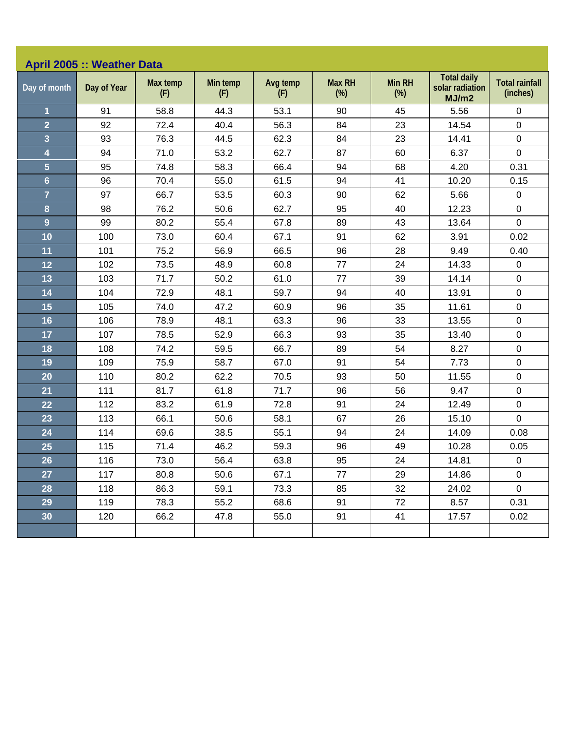## April 2005 :: Weather Data

| Day of month | Day of Year | Max temp (F) | Min temp (F) | Avg temp (F) | Max RH (%) | Min RH (%) | Total daily solar radiation MJ/m2 | Total rainfall (inches) |
|---|---|---|---|---|---|---|---|---|
| 1 | 91 | 58.8 | 44.3 | 53.1 | 90 | 45 | 5.56 | 0 |
| 2 | 92 | 72.4 | 40.4 | 56.3 | 84 | 23 | 14.54 | 0 |
| 3 | 93 | 76.3 | 44.5 | 62.3 | 84 | 23 | 14.41 | 0 |
| 4 | 94 | 71.0 | 53.2 | 62.7 | 87 | 60 | 6.37 | 0 |
| 5 | 95 | 74.8 | 58.3 | 66.4 | 94 | 68 | 4.20 | 0.31 |
| 6 | 96 | 70.4 | 55.0 | 61.5 | 94 | 41 | 10.20 | 0.15 |
| 7 | 97 | 66.7 | 53.5 | 60.3 | 90 | 62 | 5.66 | 0 |
| 8 | 98 | 76.2 | 50.6 | 62.7 | 95 | 40 | 12.23 | 0 |
| 9 | 99 | 80.2 | 55.4 | 67.8 | 89 | 43 | 13.64 | 0 |
| 10 | 100 | 73.0 | 60.4 | 67.1 | 91 | 62 | 3.91 | 0.02 |
| 11 | 101 | 75.2 | 56.9 | 66.5 | 96 | 28 | 9.49 | 0.40 |
| 12 | 102 | 73.5 | 48.9 | 60.8 | 77 | 24 | 14.33 | 0 |
| 13 | 103 | 71.7 | 50.2 | 61.0 | 77 | 39 | 14.14 | 0 |
| 14 | 104 | 72.9 | 48.1 | 59.7 | 94 | 40 | 13.91 | 0 |
| 15 | 105 | 74.0 | 47.2 | 60.9 | 96 | 35 | 11.61 | 0 |
| 16 | 106 | 78.9 | 48.1 | 63.3 | 96 | 33 | 13.55 | 0 |
| 17 | 107 | 78.5 | 52.9 | 66.3 | 93 | 35 | 13.40 | 0 |
| 18 | 108 | 74.2 | 59.5 | 66.7 | 89 | 54 | 8.27 | 0 |
| 19 | 109 | 75.9 | 58.7 | 67.0 | 91 | 54 | 7.73 | 0 |
| 20 | 110 | 80.2 | 62.2 | 70.5 | 93 | 50 | 11.55 | 0 |
| 21 | 111 | 81.7 | 61.8 | 71.7 | 96 | 56 | 9.47 | 0 |
| 22 | 112 | 83.2 | 61.9 | 72.8 | 91 | 24 | 12.49 | 0 |
| 23 | 113 | 66.1 | 50.6 | 58.1 | 67 | 26 | 15.10 | 0 |
| 24 | 114 | 69.6 | 38.5 | 55.1 | 94 | 24 | 14.09 | 0.08 |
| 25 | 115 | 71.4 | 46.2 | 59.3 | 96 | 49 | 10.28 | 0.05 |
| 26 | 116 | 73.0 | 56.4 | 63.8 | 95 | 24 | 14.81 | 0 |
| 27 | 117 | 80.8 | 50.6 | 67.1 | 77 | 29 | 14.86 | 0 |
| 28 | 118 | 86.3 | 59.1 | 73.3 | 85 | 32 | 24.02 | 0 |
| 29 | 119 | 78.3 | 55.2 | 68.6 | 91 | 72 | 8.57 | 0.31 |
| 30 | 120 | 66.2 | 47.8 | 55.0 | 91 | 41 | 17.57 | 0.02 |
| | | | | | | | | |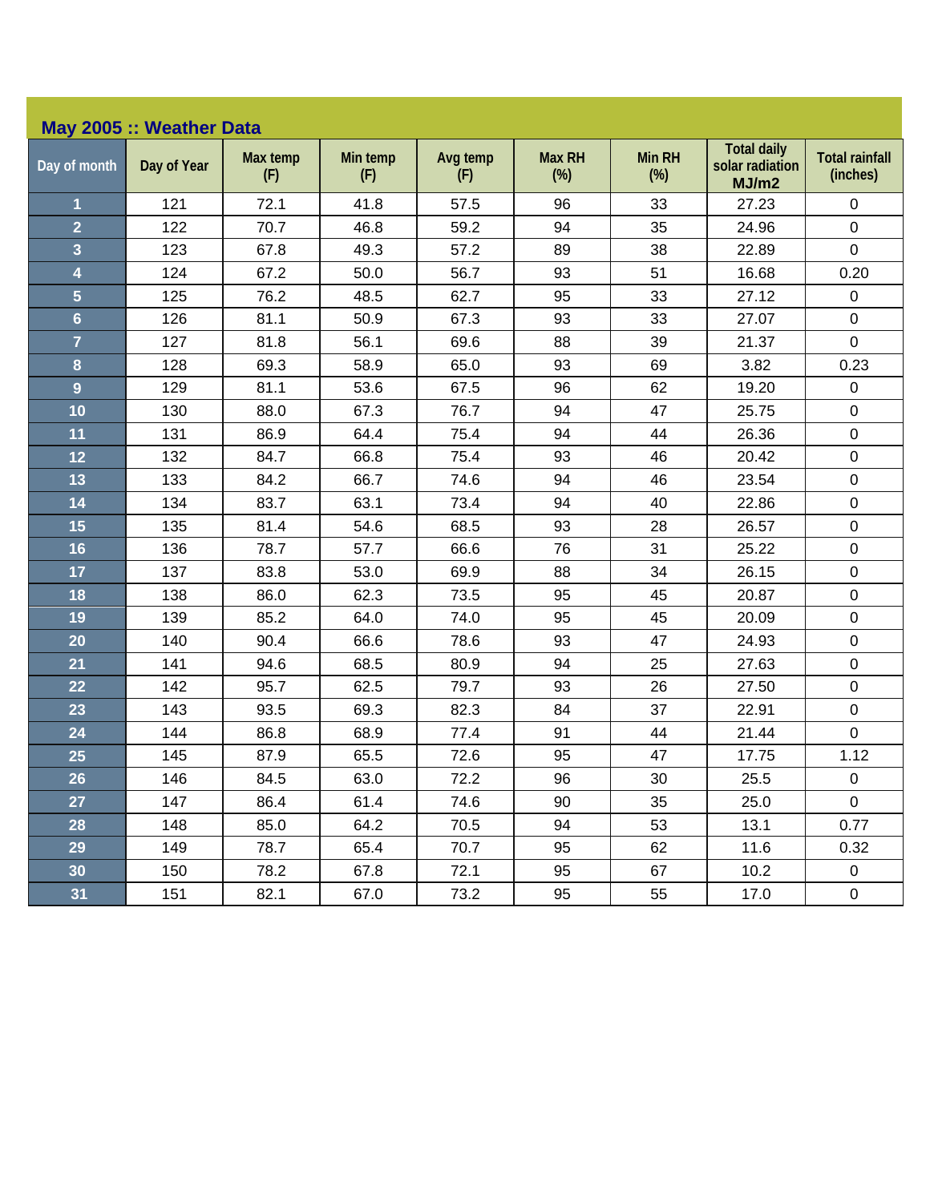## May 2005 :: Weather Data

| Day of month | Day of Year | Max temp (F) | Min temp (F) | Avg temp (F) | Max RH (%) | Min RH (%) | Total daily solar radiation MJ/m2 | Total rainfall (inches) |
|---|---|---|---|---|---|---|---|---|
| 1 | 121 | 72.1 | 41.8 | 57.5 | 96 | 33 | 27.23 | 0 |
| 2 | 122 | 70.7 | 46.8 | 59.2 | 94 | 35 | 24.96 | 0 |
| 3 | 123 | 67.8 | 49.3 | 57.2 | 89 | 38 | 22.89 | 0 |
| 4 | 124 | 67.2 | 50.0 | 56.7 | 93 | 51 | 16.68 | 0.20 |
| 5 | 125 | 76.2 | 48.5 | 62.7 | 95 | 33 | 27.12 | 0 |
| 6 | 126 | 81.1 | 50.9 | 67.3 | 93 | 33 | 27.07 | 0 |
| 7 | 127 | 81.8 | 56.1 | 69.6 | 88 | 39 | 21.37 | 0 |
| 8 | 128 | 69.3 | 58.9 | 65.0 | 93 | 69 | 3.82 | 0.23 |
| 9 | 129 | 81.1 | 53.6 | 67.5 | 96 | 62 | 19.20 | 0 |
| 10 | 130 | 88.0 | 67.3 | 76.7 | 94 | 47 | 25.75 | 0 |
| 11 | 131 | 86.9 | 64.4 | 75.4 | 94 | 44 | 26.36 | 0 |
| 12 | 132 | 84.7 | 66.8 | 75.4 | 93 | 46 | 20.42 | 0 |
| 13 | 133 | 84.2 | 66.7 | 74.6 | 94 | 46 | 23.54 | 0 |
| 14 | 134 | 83.7 | 63.1 | 73.4 | 94 | 40 | 22.86 | 0 |
| 15 | 135 | 81.4 | 54.6 | 68.5 | 93 | 28 | 26.57 | 0 |
| 16 | 136 | 78.7 | 57.7 | 66.6 | 76 | 31 | 25.22 | 0 |
| 17 | 137 | 83.8 | 53.0 | 69.9 | 88 | 34 | 26.15 | 0 |
| 18 | 138 | 86.0 | 62.3 | 73.5 | 95 | 45 | 20.87 | 0 |
| 19 | 139 | 85.2 | 64.0 | 74.0 | 95 | 45 | 20.09 | 0 |
| 20 | 140 | 90.4 | 66.6 | 78.6 | 93 | 47 | 24.93 | 0 |
| 21 | 141 | 94.6 | 68.5 | 80.9 | 94 | 25 | 27.63 | 0 |
| 22 | 142 | 95.7 | 62.5 | 79.7 | 93 | 26 | 27.50 | 0 |
| 23 | 143 | 93.5 | 69.3 | 82.3 | 84 | 37 | 22.91 | 0 |
| 24 | 144 | 86.8 | 68.9 | 77.4 | 91 | 44 | 21.44 | 0 |
| 25 | 145 | 87.9 | 65.5 | 72.6 | 95 | 47 | 17.75 | 1.12 |
| 26 | 146 | 84.5 | 63.0 | 72.2 | 96 | 30 | 25.5 | 0 |
| 27 | 147 | 86.4 | 61.4 | 74.6 | 90 | 35 | 25.0 | 0 |
| 28 | 148 | 85.0 | 64.2 | 70.5 | 94 | 53 | 13.1 | 0.77 |
| 29 | 149 | 78.7 | 65.4 | 70.7 | 95 | 62 | 11.6 | 0.32 |
| 30 | 150 | 78.2 | 67.8 | 72.1 | 95 | 67 | 10.2 | 0 |
| 31 | 151 | 82.1 | 67.0 | 73.2 | 95 | 55 | 17.0 | 0 |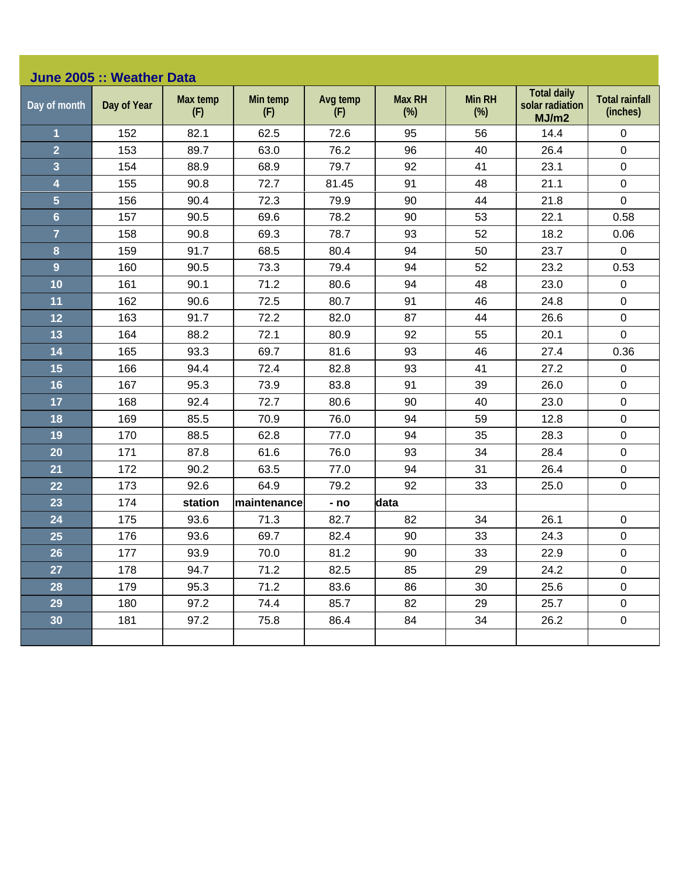## June 2005 :: Weather Data

| Day of month | Day of Year | Max temp (F) | Min temp (F) | Avg temp (F) | Max RH (%) | Min RH (%) | Total daily solar radiation MJ/m2 | Total rainfall (inches) |
|---|---|---|---|---|---|---|---|---|
| 1 | 152 | 82.1 | 62.5 | 72.6 | 95 | 56 | 14.4 | 0 |
| 2 | 153 | 89.7 | 63.0 | 76.2 | 96 | 40 | 26.4 | 0 |
| 3 | 154 | 88.9 | 68.9 | 79.7 | 92 | 41 | 23.1 | 0 |
| 4 | 155 | 90.8 | 72.7 | 81.45 | 91 | 48 | 21.1 | 0 |
| 5 | 156 | 90.4 | 72.3 | 79.9 | 90 | 44 | 21.8 | 0 |
| 6 | 157 | 90.5 | 69.6 | 78.2 | 90 | 53 | 22.1 | 0.58 |
| 7 | 158 | 90.8 | 69.3 | 78.7 | 93 | 52 | 18.2 | 0.06 |
| 8 | 159 | 91.7 | 68.5 | 80.4 | 94 | 50 | 23.7 | 0 |
| 9 | 160 | 90.5 | 73.3 | 79.4 | 94 | 52 | 23.2 | 0.53 |
| 10 | 161 | 90.1 | 71.2 | 80.6 | 94 | 48 | 23.0 | 0 |
| 11 | 162 | 90.6 | 72.5 | 80.7 | 91 | 46 | 24.8 | 0 |
| 12 | 163 | 91.7 | 72.2 | 82.0 | 87 | 44 | 26.6 | 0 |
| 13 | 164 | 88.2 | 72.1 | 80.9 | 92 | 55 | 20.1 | 0 |
| 14 | 165 | 93.3 | 69.7 | 81.6 | 93 | 46 | 27.4 | 0.36 |
| 15 | 166 | 94.4 | 72.4 | 82.8 | 93 | 41 | 27.2 | 0 |
| 16 | 167 | 95.3 | 73.9 | 83.8 | 91 | 39 | 26.0 | 0 |
| 17 | 168 | 92.4 | 72.7 | 80.6 | 90 | 40 | 23.0 | 0 |
| 18 | 169 | 85.5 | 70.9 | 76.0 | 94 | 59 | 12.8 | 0 |
| 19 | 170 | 88.5 | 62.8 | 77.0 | 94 | 35 | 28.3 | 0 |
| 20 | 171 | 87.8 | 61.6 | 76.0 | 93 | 34 | 28.4 | 0 |
| 21 | 172 | 90.2 | 63.5 | 77.0 | 94 | 31 | 26.4 | 0 |
| 22 | 173 | 92.6 | 64.9 | 79.2 | 92 | 33 | 25.0 | 0 |
| 23 | 174 | **station** | **maintenance** | **- no** | **data** | | | |
| 24 | 175 | 93.6 | 71.3 | 82.7 | 82 | 34 | 26.1 | 0 |
| 25 | 176 | 93.6 | 69.7 | 82.4 | 90 | 33 | 24.3 | 0 |
| 26 | 177 | 93.9 | 70.0 | 81.2 | 90 | 33 | 22.9 | 0 |
| 27 | 178 | 94.7 | 71.2 | 82.5 | 85 | 29 | 24.2 | 0 |
| 28 | 179 | 95.3 | 71.2 | 83.6 | 86 | 30 | 25.6 | 0 |
| 29 | 180 | 97.2 | 74.4 | 85.7 | 82 | 29 | 25.7 | 0 |
| 30 | 181 | 97.2 | 75.8 | 86.4 | 84 | 34 | 26.2 | 0 |
| | | | | | | | | |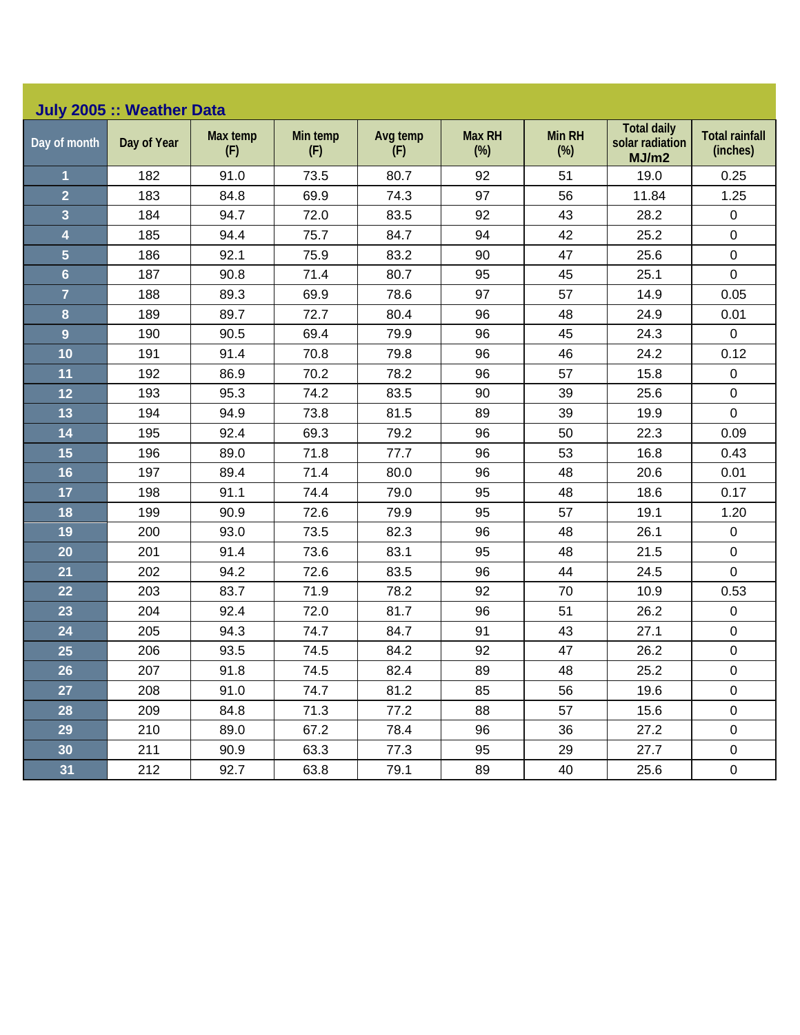## July 2005 :: Weather Data

| Day of month | Day of Year | Max temp (F) | Min temp (F) | Avg temp (F) | Max RH (%) | Min RH (%) | Total daily solar radiation MJ/m2 | Total rainfall (inches) |
|---|---|---|---|---|---|---|---|---|
| 1 | 182 | 91.0 | 73.5 | 80.7 | 92 | 51 | 19.0 | 0.25 |
| 2 | 183 | 84.8 | 69.9 | 74.3 | 97 | 56 | 11.84 | 1.25 |
| 3 | 184 | 94.7 | 72.0 | 83.5 | 92 | 43 | 28.2 | 0 |
| 4 | 185 | 94.4 | 75.7 | 84.7 | 94 | 42 | 25.2 | 0 |
| 5 | 186 | 92.1 | 75.9 | 83.2 | 90 | 47 | 25.6 | 0 |
| 6 | 187 | 90.8 | 71.4 | 80.7 | 95 | 45 | 25.1 | 0 |
| 7 | 188 | 89.3 | 69.9 | 78.6 | 97 | 57 | 14.9 | 0.05 |
| 8 | 189 | 89.7 | 72.7 | 80.4 | 96 | 48 | 24.9 | 0.01 |
| 9 | 190 | 90.5 | 69.4 | 79.9 | 96 | 45 | 24.3 | 0 |
| 10 | 191 | 91.4 | 70.8 | 79.8 | 96 | 46 | 24.2 | 0.12 |
| 11 | 192 | 86.9 | 70.2 | 78.2 | 96 | 57 | 15.8 | 0 |
| 12 | 193 | 95.3 | 74.2 | 83.5 | 90 | 39 | 25.6 | 0 |
| 13 | 194 | 94.9 | 73.8 | 81.5 | 89 | 39 | 19.9 | 0 |
| 14 | 195 | 92.4 | 69.3 | 79.2 | 96 | 50 | 22.3 | 0.09 |
| 15 | 196 | 89.0 | 71.8 | 77.7 | 96 | 53 | 16.8 | 0.43 |
| 16 | 197 | 89.4 | 71.4 | 80.0 | 96 | 48 | 20.6 | 0.01 |
| 17 | 198 | 91.1 | 74.4 | 79.0 | 95 | 48 | 18.6 | 0.17 |
| 18 | 199 | 90.9 | 72.6 | 79.9 | 95 | 57 | 19.1 | 1.20 |
| 19 | 200 | 93.0 | 73.5 | 82.3 | 96 | 48 | 26.1 | 0 |
| 20 | 201 | 91.4 | 73.6 | 83.1 | 95 | 48 | 21.5 | 0 |
| 21 | 202 | 94.2 | 72.6 | 83.5 | 96 | 44 | 24.5 | 0 |
| 22 | 203 | 83.7 | 71.9 | 78.2 | 92 | 70 | 10.9 | 0.53 |
| 23 | 204 | 92.4 | 72.0 | 81.7 | 96 | 51 | 26.2 | 0 |
| 24 | 205 | 94.3 | 74.7 | 84.7 | 91 | 43 | 27.1 | 0 |
| 25 | 206 | 93.5 | 74.5 | 84.2 | 92 | 47 | 26.2 | 0 |
| 26 | 207 | 91.8 | 74.5 | 82.4 | 89 | 48 | 25.2 | 0 |
| 27 | 208 | 91.0 | 74.7 | 81.2 | 85 | 56 | 19.6 | 0 |
| 28 | 209 | 84.8 | 71.3 | 77.2 | 88 | 57 | 15.6 | 0 |
| 29 | 210 | 89.0 | 67.2 | 78.4 | 96 | 36 | 27.2 | 0 |
| 30 | 211 | 90.9 | 63.3 | 77.3 | 95 | 29 | 27.7 | 0 |
| 31 | 212 | 92.7 | 63.8 | 79.1 | 89 | 40 | 25.6 | 0 |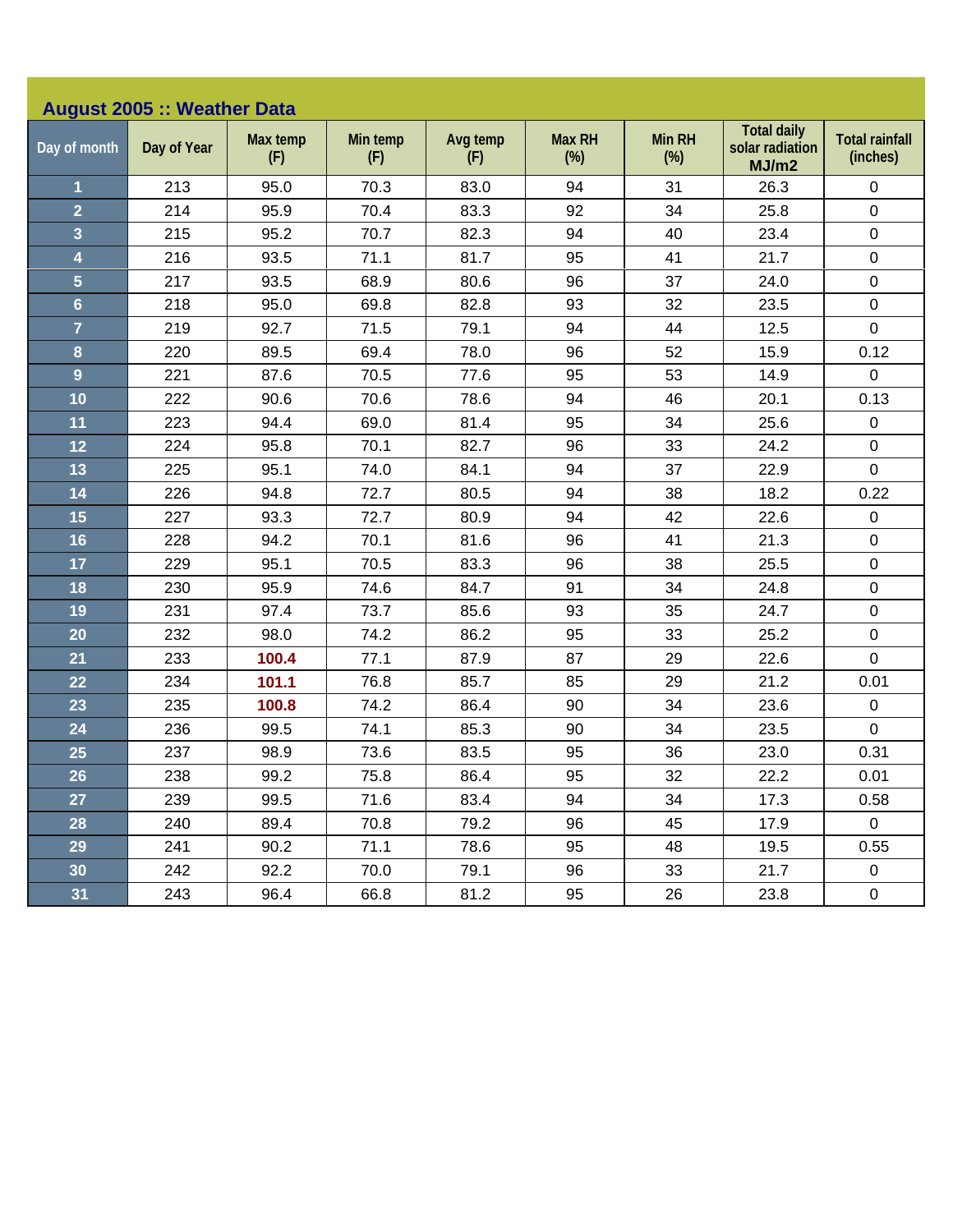## August 2005 :: Weather Data

| Day of month | Day of Year | Max temp (F) | Min temp (F) | Avg temp (F) | Max RH (%) | Min RH (%) | Total daily solar radiation MJ/m2 | Total rainfall (inches) |
|---|---|---|---|---|---|---|---|---|
| 1 | 213 | 95.0 | 70.3 | 83.0 | 94 | 31 | 26.3 | 0 |
| 2 | 214 | 95.9 | 70.4 | 83.3 | 92 | 34 | 25.8 | 0 |
| 3 | 215 | 95.2 | 70.7 | 82.3 | 94 | 40 | 23.4 | 0 |
| 4 | 216 | 93.5 | 71.1 | 81.7 | 95 | 41 | 21.7 | 0 |
| 5 | 217 | 93.5 | 68.9 | 80.6 | 96 | 37 | 24.0 | 0 |
| 6 | 218 | 95.0 | 69.8 | 82.8 | 93 | 32 | 23.5 | 0 |
| 7 | 219 | 92.7 | 71.5 | 79.1 | 94 | 44 | 12.5 | 0 |
| 8 | 220 | 89.5 | 69.4 | 78.0 | 96 | 52 | 15.9 | 0.12 |
| 9 | 221 | 87.6 | 70.5 | 77.6 | 95 | 53 | 14.9 | 0 |
| 10 | 222 | 90.6 | 70.6 | 78.6 | 94 | 46 | 20.1 | 0.13 |
| 11 | 223 | 94.4 | 69.0 | 81.4 | 95 | 34 | 25.6 | 0 |
| 12 | 224 | 95.8 | 70.1 | 82.7 | 96 | 33 | 24.2 | 0 |
| 13 | 225 | 95.1 | 74.0 | 84.1 | 94 | 37 | 22.9 | 0 |
| 14 | 226 | 94.8 | 72.7 | 80.5 | 94 | 38 | 18.2 | 0.22 |
| 15 | 227 | 93.3 | 72.7 | 80.9 | 94 | 42 | 22.6 | 0 |
| 16 | 228 | 94.2 | 70.1 | 81.6 | 96 | 41 | 21.3 | 0 |
| 17 | 229 | 95.1 | 70.5 | 83.3 | 96 | 38 | 25.5 | 0 |
| 18 | 230 | 95.9 | 74.6 | 84.7 | 91 | 34 | 24.8 | 0 |
| 19 | 231 | 97.4 | 73.7 | 85.6 | 93 | 35 | 24.7 | 0 |
| 20 | 232 | 98.0 | 74.2 | 86.2 | 95 | 33 | 25.2 | 0 |
| 21 | 233 | **100.4** | 77.1 | 87.9 | 87 | 29 | 22.6 | 0 |
| 22 | 234 | **101.1** | 76.8 | 85.7 | 85 | 29 | 21.2 | 0.01 |
| 23 | 235 | **100.8** | 74.2 | 86.4 | 90 | 34 | 23.6 | 0 |
| 24 | 236 | 99.5 | 74.1 | 85.3 | 90 | 34 | 23.5 | 0 |
| 25 | 237 | 98.9 | 73.6 | 83.5 | 95 | 36 | 23.0 | 0.31 |
| 26 | 238 | 99.2 | 75.8 | 86.4 | 95 | 32 | 22.2 | 0.01 |
| 27 | 239 | 99.5 | 71.6 | 83.4 | 94 | 34 | 17.3 | 0.58 |
| 28 | 240 | 89.4 | 70.8 | 79.2 | 96 | 45 | 17.9 | 0 |
| 29 | 241 | 90.2 | 71.1 | 78.6 | 95 | 48 | 19.5 | 0.55 |
| 30 | 242 | 92.2 | 70.0 | 79.1 | 96 | 33 | 21.7 | 0 |
| 31 | 243 | 96.4 | 66.8 | 81.2 | 95 | 26 | 23.8 | 0 |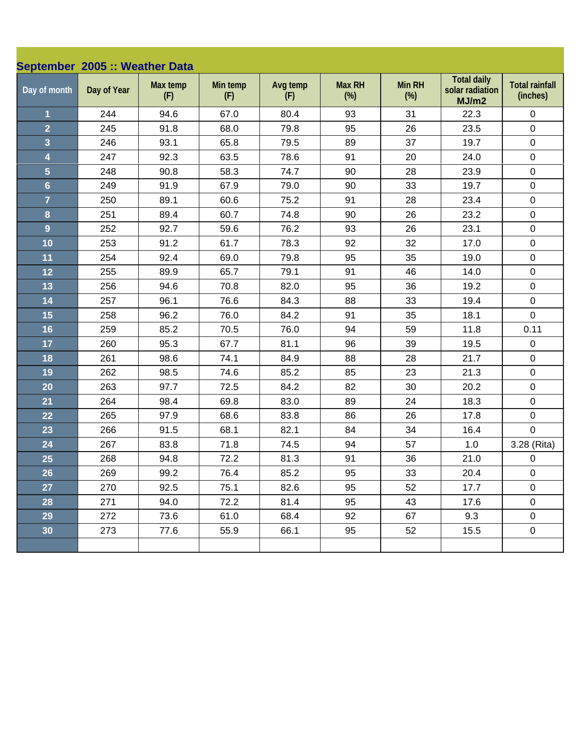## September 2005 :: Weather Data

| Day of month | Day of Year | Max temp (F) | Min temp (F) | Avg temp (F) | Max RH (%) | Min RH (%) | Total daily solar radiation MJ/m2 | Total rainfall (inches) |
|---|---|---|---|---|---|---|---|---|
| 1 | 244 | 94.6 | 67.0 | 80.4 | 93 | 31 | 22.3 | 0 |
| 2 | 245 | 91.8 | 68.0 | 79.8 | 95 | 26 | 23.5 | 0 |
| 3 | 246 | 93.1 | 65.8 | 79.5 | 89 | 37 | 19.7 | 0 |
| 4 | 247 | 92.3 | 63.5 | 78.6 | 91 | 20 | 24.0 | 0 |
| 5 | 248 | 90.8 | 58.3 | 74.7 | 90 | 28 | 23.9 | 0 |
| 6 | 249 | 91.9 | 67.9 | 79.0 | 90 | 33 | 19.7 | 0 |
| 7 | 250 | 89.1 | 60.6 | 75.2 | 91 | 28 | 23.4 | 0 |
| 8 | 251 | 89.4 | 60.7 | 74.8 | 90 | 26 | 23.2 | 0 |
| 9 | 252 | 92.7 | 59.6 | 76.2 | 93 | 26 | 23.1 | 0 |
| 10 | 253 | 91.2 | 61.7 | 78.3 | 92 | 32 | 17.0 | 0 |
| 11 | 254 | 92.4 | 69.0 | 79.8 | 95 | 35 | 19.0 | 0 |
| 12 | 255 | 89.9 | 65.7 | 79.1 | 91 | 46 | 14.0 | 0 |
| 13 | 256 | 94.6 | 70.8 | 82.0 | 95 | 36 | 19.2 | 0 |
| 14 | 257 | 96.1 | 76.6 | 84.3 | 88 | 33 | 19.4 | 0 |
| 15 | 258 | 96.2 | 76.0 | 84.2 | 91 | 35 | 18.1 | 0 |
| 16 | 259 | 85.2 | 70.5 | 76.0 | 94 | 59 | 11.8 | 0.11 |
| 17 | 260 | 95.3 | 67.7 | 81.1 | 96 | 39 | 19.5 | 0 |
| 18 | 261 | 98.6 | 74.1 | 84.9 | 88 | 28 | 21.7 | 0 |
| 19 | 262 | 98.5 | 74.6 | 85.2 | 85 | 23 | 21.3 | 0 |
| 20 | 263 | 97.7 | 72.5 | 84.2 | 82 | 30 | 20.2 | 0 |
| 21 | 264 | 98.4 | 69.8 | 83.0 | 89 | 24 | 18.3 | 0 |
| 22 | 265 | 97.9 | 68.6 | 83.8 | 86 | 26 | 17.8 | 0 |
| 23 | 266 | 91.5 | 68.1 | 82.1 | 84 | 34 | 16.4 | 0 |
| 24 | 267 | 83.8 | 71.8 | 74.5 | 94 | 57 | 1.0 | 3.28 (Rita) |
| 25 | 268 | 94.8 | 72.2 | 81.3 | 91 | 36 | 21.0 | 0 |
| 26 | 269 | 99.2 | 76.4 | 85.2 | 95 | 33 | 20.4 | 0 |
| 27 | 270 | 92.5 | 75.1 | 82.6 | 95 | 52 | 17.7 | 0 |
| 28 | 271 | 94.0 | 72.2 | 81.4 | 95 | 43 | 17.6 | 0 |
| 29 | 272 | 73.6 | 61.0 | 68.4 | 92 | 67 | 9.3 | 0 |
| 30 | 273 | 77.6 | 55.9 | 66.1 | 95 | 52 | 15.5 | 0 |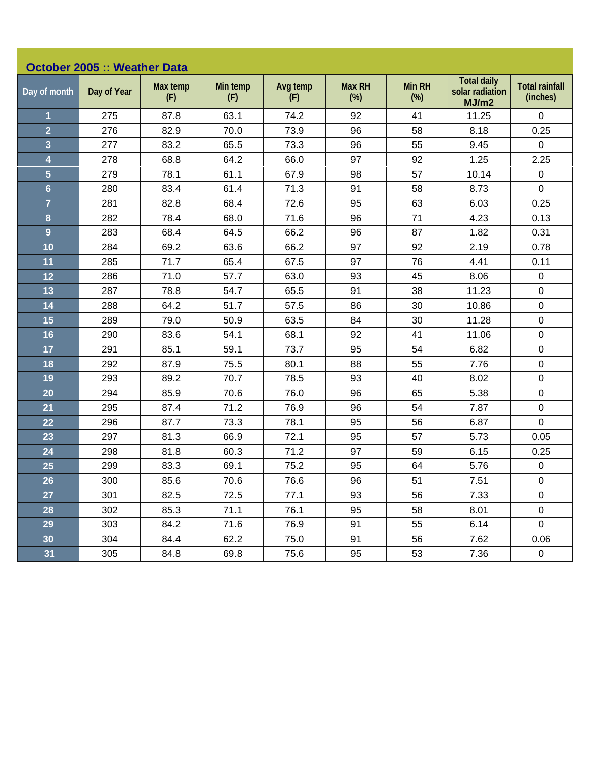## October 2005 :: Weather Data

| Day of month | Day of Year | Max temp (F) | Min temp (F) | Avg temp (F) | Max RH (%) | Min RH (%) | Total daily solar radiation MJ/m2 | Total rainfall (inches) |
|---|---|---|---|---|---|---|---|---|
| 1 | 275 | 87.8 | 63.1 | 74.2 | 92 | 41 | 11.25 | 0 |
| 2 | 276 | 82.9 | 70.0 | 73.9 | 96 | 58 | 8.18 | 0.25 |
| 3 | 277 | 83.2 | 65.5 | 73.3 | 96 | 55 | 9.45 | 0 |
| 4 | 278 | 68.8 | 64.2 | 66.0 | 97 | 92 | 1.25 | 2.25 |
| 5 | 279 | 78.1 | 61.1 | 67.9 | 98 | 57 | 10.14 | 0 |
| 6 | 280 | 83.4 | 61.4 | 71.3 | 91 | 58 | 8.73 | 0 |
| 7 | 281 | 82.8 | 68.4 | 72.6 | 95 | 63 | 6.03 | 0.25 |
| 8 | 282 | 78.4 | 68.0 | 71.6 | 96 | 71 | 4.23 | 0.13 |
| 9 | 283 | 68.4 | 64.5 | 66.2 | 96 | 87 | 1.82 | 0.31 |
| 10 | 284 | 69.2 | 63.6 | 66.2 | 97 | 92 | 2.19 | 0.78 |
| 11 | 285 | 71.7 | 65.4 | 67.5 | 97 | 76 | 4.41 | 0.11 |
| 12 | 286 | 71.0 | 57.7 | 63.0 | 93 | 45 | 8.06 | 0 |
| 13 | 287 | 78.8 | 54.7 | 65.5 | 91 | 38 | 11.23 | 0 |
| 14 | 288 | 64.2 | 51.7 | 57.5 | 86 | 30 | 10.86 | 0 |
| 15 | 289 | 79.0 | 50.9 | 63.5 | 84 | 30 | 11.28 | 0 |
| 16 | 290 | 83.6 | 54.1 | 68.1 | 92 | 41 | 11.06 | 0 |
| 17 | 291 | 85.1 | 59.1 | 73.7 | 95 | 54 | 6.82 | 0 |
| 18 | 292 | 87.9 | 75.5 | 80.1 | 88 | 55 | 7.76 | 0 |
| 19 | 293 | 89.2 | 70.7 | 78.5 | 93 | 40 | 8.02 | 0 |
| 20 | 294 | 85.9 | 70.6 | 76.0 | 96 | 65 | 5.38 | 0 |
| 21 | 295 | 87.4 | 71.2 | 76.9 | 96 | 54 | 7.87 | 0 |
| 22 | 296 | 87.7 | 73.3 | 78.1 | 95 | 56 | 6.87 | 0 |
| 23 | 297 | 81.3 | 66.9 | 72.1 | 95 | 57 | 5.73 | 0.05 |
| 24 | 298 | 81.8 | 60.3 | 71.2 | 97 | 59 | 6.15 | 0.25 |
| 25 | 299 | 83.3 | 69.1 | 75.2 | 95 | 64 | 5.76 | 0 |
| 26 | 300 | 85.6 | 70.6 | 76.6 | 96 | 51 | 7.51 | 0 |
| 27 | 301 | 82.5 | 72.5 | 77.1 | 93 | 56 | 7.33 | 0 |
| 28 | 302 | 85.3 | 71.1 | 76.1 | 95 | 58 | 8.01 | 0 |
| 29 | 303 | 84.2 | 71.6 | 76.9 | 91 | 55 | 6.14 | 0 |
| 30 | 304 | 84.4 | 62.2 | 75.0 | 91 | 56 | 7.62 | 0.06 |
| 31 | 305 | 84.8 | 69.8 | 75.6 | 95 | 53 | 7.36 | 0 |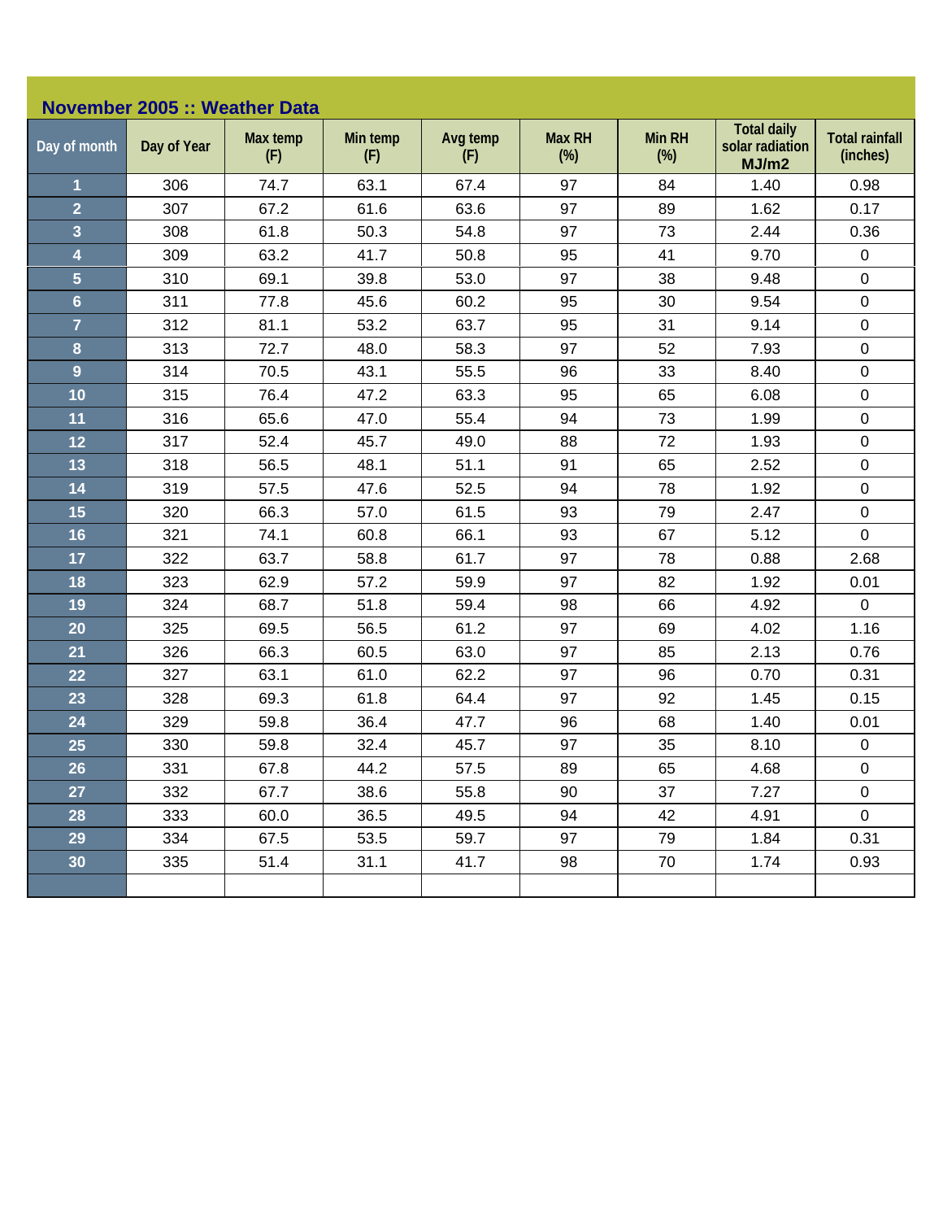## November 2005 :: Weather Data

| Day of month | Day of Year | Max temp (F) | Min temp (F) | Avg temp (F) | Max RH (%) | Min RH (%) | Total daily solar radiation MJ/m2 | Total rainfall (inches) |
|---|---|---|---|---|---|---|---|---|
| 1 | 306 | 74.7 | 63.1 | 67.4 | 97 | 84 | 1.40 | 0.98 |
| 2 | 307 | 67.2 | 61.6 | 63.6 | 97 | 89 | 1.62 | 0.17 |
| 3 | 308 | 61.8 | 50.3 | 54.8 | 97 | 73 | 2.44 | 0.36 |
| 4 | 309 | 63.2 | 41.7 | 50.8 | 95 | 41 | 9.70 | 0 |
| 5 | 310 | 69.1 | 39.8 | 53.0 | 97 | 38 | 9.48 | 0 |
| 6 | 311 | 77.8 | 45.6 | 60.2 | 95 | 30 | 9.54 | 0 |
| 7 | 312 | 81.1 | 53.2 | 63.7 | 95 | 31 | 9.14 | 0 |
| 8 | 313 | 72.7 | 48.0 | 58.3 | 97 | 52 | 7.93 | 0 |
| 9 | 314 | 70.5 | 43.1 | 55.5 | 96 | 33 | 8.40 | 0 |
| 10 | 315 | 76.4 | 47.2 | 63.3 | 95 | 65 | 6.08 | 0 |
| 11 | 316 | 65.6 | 47.0 | 55.4 | 94 | 73 | 1.99 | 0 |
| 12 | 317 | 52.4 | 45.7 | 49.0 | 88 | 72 | 1.93 | 0 |
| 13 | 318 | 56.5 | 48.1 | 51.1 | 91 | 65 | 2.52 | 0 |
| 14 | 319 | 57.5 | 47.6 | 52.5 | 94 | 78 | 1.92 | 0 |
| 15 | 320 | 66.3 | 57.0 | 61.5 | 93 | 79 | 2.47 | 0 |
| 16 | 321 | 74.1 | 60.8 | 66.1 | 93 | 67 | 5.12 | 0 |
| 17 | 322 | 63.7 | 58.8 | 61.7 | 97 | 78 | 0.88 | 2.68 |
| 18 | 323 | 62.9 | 57.2 | 59.9 | 97 | 82 | 1.92 | 0.01 |
| 19 | 324 | 68.7 | 51.8 | 59.4 | 98 | 66 | 4.92 | 0 |
| 20 | 325 | 69.5 | 56.5 | 61.2 | 97 | 69 | 4.02 | 1.16 |
| 21 | 326 | 66.3 | 60.5 | 63.0 | 97 | 85 | 2.13 | 0.76 |
| 22 | 327 | 63.1 | 61.0 | 62.2 | 97 | 96 | 0.70 | 0.31 |
| 23 | 328 | 69.3 | 61.8 | 64.4 | 97 | 92 | 1.45 | 0.15 |
| 24 | 329 | 59.8 | 36.4 | 47.7 | 96 | 68 | 1.40 | 0.01 |
| 25 | 330 | 59.8 | 32.4 | 45.7 | 97 | 35 | 8.10 | 0 |
| 26 | 331 | 67.8 | 44.2 | 57.5 | 89 | 65 | 4.68 | 0 |
| 27 | 332 | 67.7 | 38.6 | 55.8 | 90 | 37 | 7.27 | 0 |
| 28 | 333 | 60.0 | 36.5 | 49.5 | 94 | 42 | 4.91 | 0 |
| 29 | 334 | 67.5 | 53.5 | 59.7 | 97 | 79 | 1.84 | 0.31 |
| 30 | 335 | 51.4 | 31.1 | 41.7 | 98 | 70 | 1.74 | 0.93 |
| | | | | | | | | |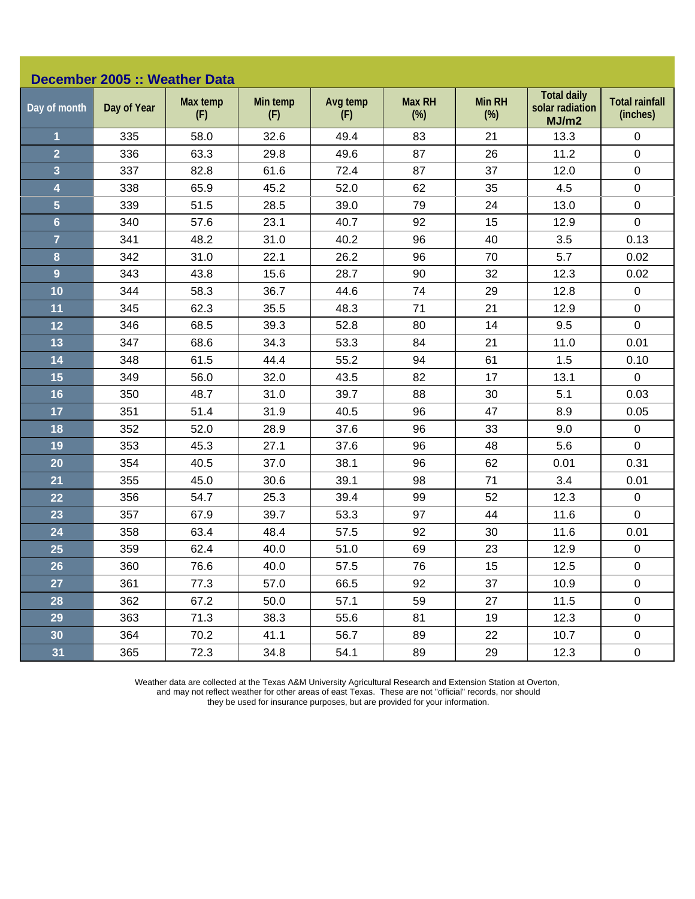## December 2005 :: Weather Data

| Day of month | Day of Year | Max temp (F) | Min temp (F) | Avg temp (F) | Max RH (%) | Min RH (%) | Total daily solar radiation MJ/m2 | Total rainfall (inches) |
|---|---|---|---|---|---|---|---|---|
| 1 | 335 | 58.0 | 32.6 | 49.4 | 83 | 21 | 13.3 | 0 |
| 2 | 336 | 63.3 | 29.8 | 49.6 | 87 | 26 | 11.2 | 0 |
| 3 | 337 | 82.8 | 61.6 | 72.4 | 87 | 37 | 12.0 | 0 |
| 4 | 338 | 65.9 | 45.2 | 52.0 | 62 | 35 | 4.5 | 0 |
| 5 | 339 | 51.5 | 28.5 | 39.0 | 79 | 24 | 13.0 | 0 |
| 6 | 340 | 57.6 | 23.1 | 40.7 | 92 | 15 | 12.9 | 0 |
| 7 | 341 | 48.2 | 31.0 | 40.2 | 96 | 40 | 3.5 | 0.13 |
| 8 | 342 | 31.0 | 22.1 | 26.2 | 96 | 70 | 5.7 | 0.02 |
| 9 | 343 | 43.8 | 15.6 | 28.7 | 90 | 32 | 12.3 | 0.02 |
| 10 | 344 | 58.3 | 36.7 | 44.6 | 74 | 29 | 12.8 | 0 |
| 11 | 345 | 62.3 | 35.5 | 48.3 | 71 | 21 | 12.9 | 0 |
| 12 | 346 | 68.5 | 39.3 | 52.8 | 80 | 14 | 9.5 | 0 |
| 13 | 347 | 68.6 | 34.3 | 53.3 | 84 | 21 | 11.0 | 0.01 |
| 14 | 348 | 61.5 | 44.4 | 55.2 | 94 | 61 | 1.5 | 0.10 |
| 15 | 349 | 56.0 | 32.0 | 43.5 | 82 | 17 | 13.1 | 0 |
| 16 | 350 | 48.7 | 31.0 | 39.7 | 88 | 30 | 5.1 | 0.03 |
| 17 | 351 | 51.4 | 31.9 | 40.5 | 96 | 47 | 8.9 | 0.05 |
| 18 | 352 | 52.0 | 28.9 | 37.6 | 96 | 33 | 9.0 | 0 |
| 19 | 353 | 45.3 | 27.1 | 37.6 | 96 | 48 | 5.6 | 0 |
| 20 | 354 | 40.5 | 37.0 | 38.1 | 96 | 62 | 0.01 | 0.31 |
| 21 | 355 | 45.0 | 30.6 | 39.1 | 98 | 71 | 3.4 | 0.01 |
| 22 | 356 | 54.7 | 25.3 | 39.4 | 99 | 52 | 12.3 | 0 |
| 23 | 357 | 67.9 | 39.7 | 53.3 | 97 | 44 | 11.6 | 0 |
| 24 | 358 | 63.4 | 48.4 | 57.5 | 92 | 30 | 11.6 | 0.01 |
| 25 | 359 | 62.4 | 40.0 | 51.0 | 69 | 23 | 12.9 | 0 |
| 26 | 360 | 76.6 | 40.0 | 57.5 | 76 | 15 | 12.5 | 0 |
| 27 | 361 | 77.3 | 57.0 | 66.5 | 92 | 37 | 10.9 | 0 |
| 28 | 362 | 67.2 | 50.0 | 57.1 | 59 | 27 | 11.5 | 0 |
| 29 | 363 | 71.3 | 38.3 | 55.6 | 81 | 19 | 12.3 | 0 |
| 30 | 364 | 70.2 | 41.1 | 56.7 | 89 | 22 | 10.7 | 0 |
| 31 | 365 | 72.3 | 34.8 | 54.1 | 89 | 29 | 12.3 | 0 |

Weather data are collected at the Texas A&M University Agricultural Research and Extension Station at Overton, and may not reflect weather for other areas of east Texas. These are not "official" records, nor should they be used for insurance purposes, but are provided for your information.